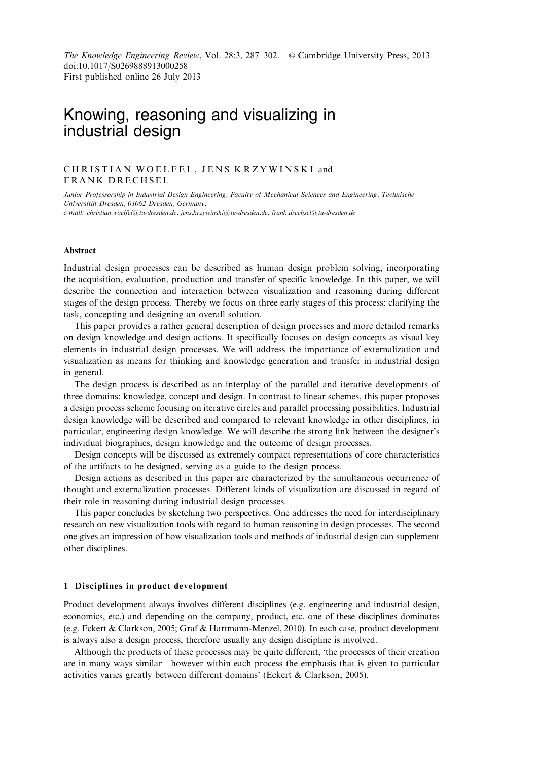The Knowledge Engineering Review, Vol. 28:3, 287–302. © Cambridge University Press, 2013
doi:10.1017/S0269888913000258
First published online 26 July 2013

# Knowing, reasoning and visualizing in industrial design

CHRISTIAN WOELFEL, JENS KRZYWINSKI and FRANK DRECHSEL

*Junior Professorship in Industrial Design Engineering, Faculty of Mechanical Sciences and Engineering, Technische Universität Dresden, 01062 Dresden, Germany;*
*e-mail: christian.woelfel@tu-dresden.de, jens.krzywinski@tu-dresden.de, frank.drechsel@tu-dresden.de*

## Abstract

Industrial design processes can be described as human design problem solving, incorporating the acquisition, evaluation, production and transfer of specific knowledge. In this paper, we will describe the connection and interaction between visualization and reasoning during different stages of the design process. Thereby we focus on three early stages of this process: clarifying the task, concepting and designing an overall solution.

This paper provides a rather general description of design processes and more detailed remarks on design knowledge and design actions. It specifically focuses on design concepts as visual key elements in industrial design processes. We will address the importance of externalization and visualization as means for thinking and knowledge generation and transfer in industrial design in general.

The design process is described as an interplay of the parallel and iterative developments of three domains: knowledge, concept and design. In contrast to linear schemes, this paper proposes a design process scheme focusing on iterative circles and parallel processing possibilities. Industrial design knowledge will be described and compared to relevant knowledge in other disciplines, in particular, engineering design knowledge. We will describe the strong link between the designer's individual biographies, design knowledge and the outcome of design processes.

Design concepts will be discussed as extremely compact representations of core characteristics of the artifacts to be designed, serving as a guide to the design process.

Design actions as described in this paper are characterized by the simultaneous occurrence of thought and externalization processes. Different kinds of visualization are discussed in regard of their role in reasoning during industrial design processes.

This paper concludes by sketching two perspectives. One addresses the need for interdisciplinary research on new visualization tools with regard to human reasoning in design processes. The second one gives an impression of how visualization tools and methods of industrial design can supplement other disciplines.

## 1 Disciplines in product development

Product development always involves different disciplines (e.g. engineering and industrial design, economics, etc.) and depending on the company, product, etc. one of these disciplines dominates (e.g. Eckert & Clarkson, 2005; Graf & Hartmann-Menzel, 2010). In each case, product development is always also a design process, therefore usually any design discipline is involved.

Although the products of these processes may be quite different, 'the processes of their creation are in many ways similar—however within each process the emphasis that is given to particular activities varies greatly between different domains' (Eckert & Clarkson, 2005).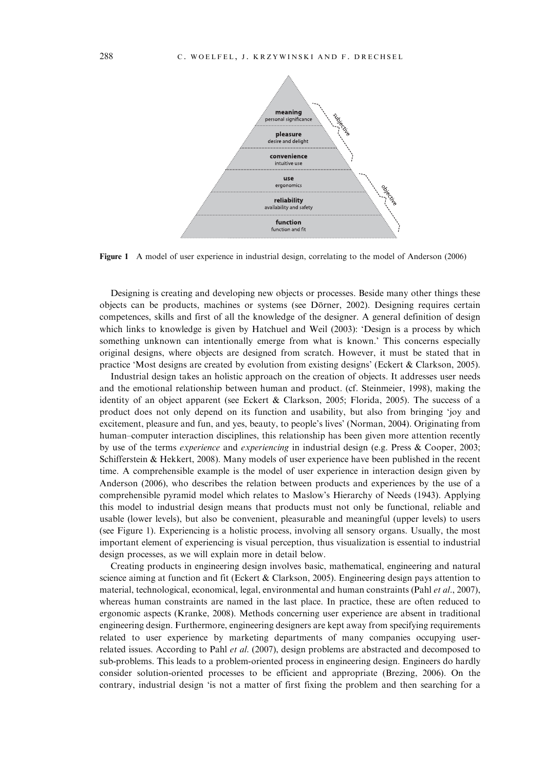meaning
personal significance

pleasure
desire and delight

convenience
intuitive use

use
ergonomics

reliability
availability and safety

function
function and fit

subjective

objective

**Figure 1** A model of user experience in industrial design, correlating to the model of Anderson (2006)

Designing is creating and developing new objects or processes. Beside many other things these objects can be products, machines or systems (see Dörner, 2002). Designing requires certain competences, skills and first of all the knowledge of the designer. A general definition of design which links to knowledge is given by Hatchuel and Weil (2003): 'Design is a process by which something unknown can intentionally emerge from what is known.' This concerns especially original designs, where objects are designed from scratch. However, it must be stated that in practice 'Most designs are created by evolution from existing designs' (Eckert & Clarkson, 2005).

Industrial design takes an holistic approach on the creation of objects. It addresses user needs and the emotional relationship between human and product. (cf. Steinmeier, 1998), making the identity of an object apparent (see Eckert & Clarkson, 2005; Florida, 2005). The success of a product does not only depend on its function and usability, but also from bringing 'joy and excitement, pleasure and fun, and yes, beauty, to people's lives' (Norman, 2004). Originating from human–computer interaction disciplines, this relationship has been given more attention recently by use of the terms *experience* and *experiencing* in industrial design (e.g. Press & Cooper, 2003; Schifferstein & Hekkert, 2008). Many models of user experience have been published in the recent time. A comprehensible example is the model of user experience in interaction design given by Anderson (2006), who describes the relation between products and experiences by the use of a comprehensible pyramid model which relates to Maslow's Hierarchy of Needs (1943). Applying this model to industrial design means that products must not only be functional, reliable and usable (lower levels), but also be convenient, pleasurable and meaningful (upper levels) to users (see Figure 1). Experiencing is a holistic process, involving all sensory organs. Usually, the most important element of experiencing is visual perception, thus visualization is essential to industrial design processes, as we will explain more in detail below.

Creating products in engineering design involves basic, mathematical, engineering and natural science aiming at function and fit (Eckert & Clarkson, 2005). Engineering design pays attention to material, technological, economical, legal, environmental and human constraints (Pahl *et al.*, 2007), whereas human constraints are named in the last place. In practice, these are often reduced to ergonomic aspects (Kranke, 2008). Methods concerning user experience are absent in traditional engineering design. Furthermore, engineering designers are kept away from specifying requirements related to user experience by marketing departments of many companies occupying user-related issues. According to Pahl *et al.* (2007), design problems are abstracted and decomposed to sub-problems. This leads to a problem-oriented process in engineering design. Engineers do hardly consider solution-oriented processes to be efficient and appropriate (Brezing, 2006). On the contrary, industrial design 'is not a matter of first fixing the problem and then searching for a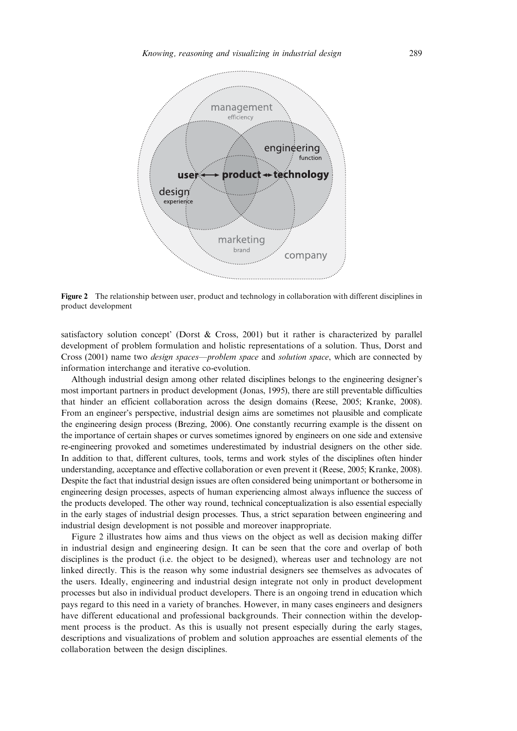management
efficiency

engineering
function

user ⟷ product ⟷ technology

design
experience

marketing
brand

company

**Figure 2** The relationship between user, product and technology in collaboration with different disciplines in product development

satisfactory solution concept' (Dorst & Cross, 2001) but it rather is characterized by parallel development of problem formulation and holistic representations of a solution. Thus, Dorst and Cross (2001) name two *design spaces—problem space* and *solution space*, which are connected by information interchange and iterative co-evolution.

Although industrial design among other related disciplines belongs to the engineering designer's most important partners in product development (Jonas, 1995), there are still preventable difficulties that hinder an efficient collaboration across the design domains (Reese, 2005; Kranke, 2008). From an engineer's perspective, industrial design aims are sometimes not plausible and complicate the engineering design process (Brezing, 2006). One constantly recurring example is the dissent on the importance of certain shapes or curves sometimes ignored by engineers on one side and extensive re-engineering provoked and sometimes underestimated by industrial designers on the other side. In addition to that, different cultures, tools, terms and work styles of the disciplines often hinder understanding, acceptance and effective collaboration or even prevent it (Reese, 2005; Kranke, 2008). Despite the fact that industrial design issues are often considered being unimportant or bothersome in engineering design processes, aspects of human experiencing almost always influence the success of the products developed. The other way round, technical conceptualization is also essential especially in the early stages of industrial design processes. Thus, a strict separation between engineering and industrial design development is not possible and moreover inappropriate.

Figure 2 illustrates how aims and thus views on the object as well as decision making differ in industrial design and engineering design. It can be seen that the core and overlap of both disciplines is the product (i.e. the object to be designed), whereas user and technology are not linked directly. This is the reason why some industrial designers see themselves as advocates of the users. Ideally, engineering and industrial design integrate not only in product development processes but also in individual product developers. There is an ongoing trend in education which pays regard to this need in a variety of branches. However, in many cases engineers and designers have different educational and professional backgrounds. Their connection within the development process is the product. As this is usually not present especially during the early stages, descriptions and visualizations of problem and solution approaches are essential elements of the collaboration between the design disciplines.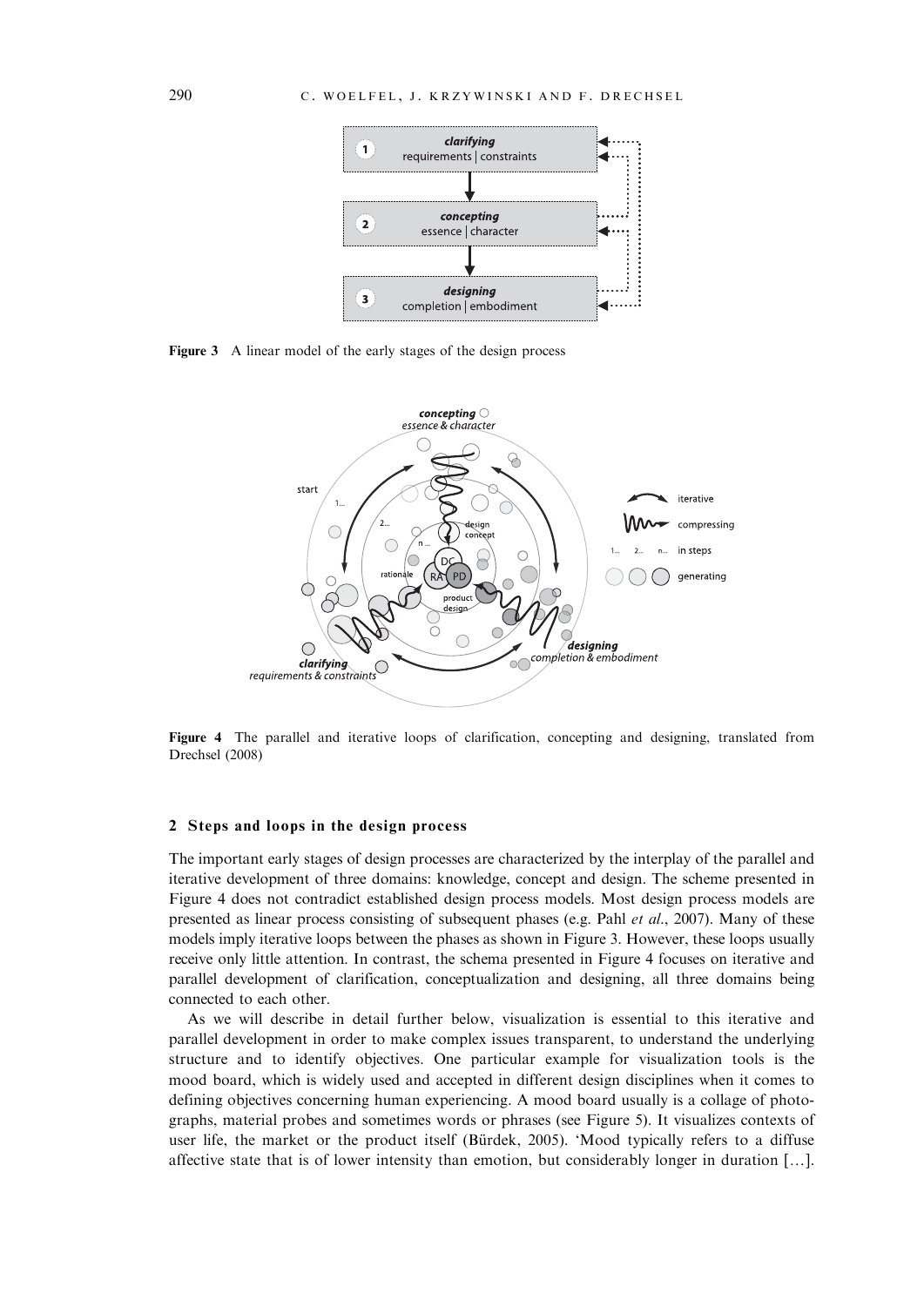1 **clarifying** requirements | constraints

2 **concepting** essence | character

3 **designing** completion | embodiment

**Figure 3** A linear model of the early stages of the design process

concepting essence & character

start

1...

2...

n ...

design concept

DC

rationale

RA

PD

product design

clarifying requirements & constraints

designing completion & embodiment

iterative

compressing

1... 2... n... in steps

generating

**Figure 4** The parallel and iterative loops of clarification, concepting and designing, translated from Drechsel (2008)

## 2 Steps and loops in the design process

The important early stages of design processes are characterized by the interplay of the parallel and iterative development of three domains: knowledge, concept and design. The scheme presented in Figure 4 does not contradict established design process models. Most design process models are presented as linear process consisting of subsequent phases (e.g. Pahl *et al.*, 2007). Many of these models imply iterative loops between the phases as shown in Figure 3. However, these loops usually receive only little attention. In contrast, the schema presented in Figure 4 focuses on iterative and parallel development of clarification, conceptualization and designing, all three domains being connected to each other.

As we will describe in detail further below, visualization is essential to this iterative and parallel development in order to make complex issues transparent, to understand the underlying structure and to identify objectives. One particular example for visualization tools is the mood board, which is widely used and accepted in different design disciplines when it comes to defining objectives concerning human experiencing. A mood board usually is a collage of photographs, material probes and sometimes words or phrases (see Figure 5). It visualizes contexts of user life, the market or the product itself (Bürdek, 2005). 'Mood typically refers to a diffuse affective state that is of lower intensity than emotion, but considerably longer in duration […].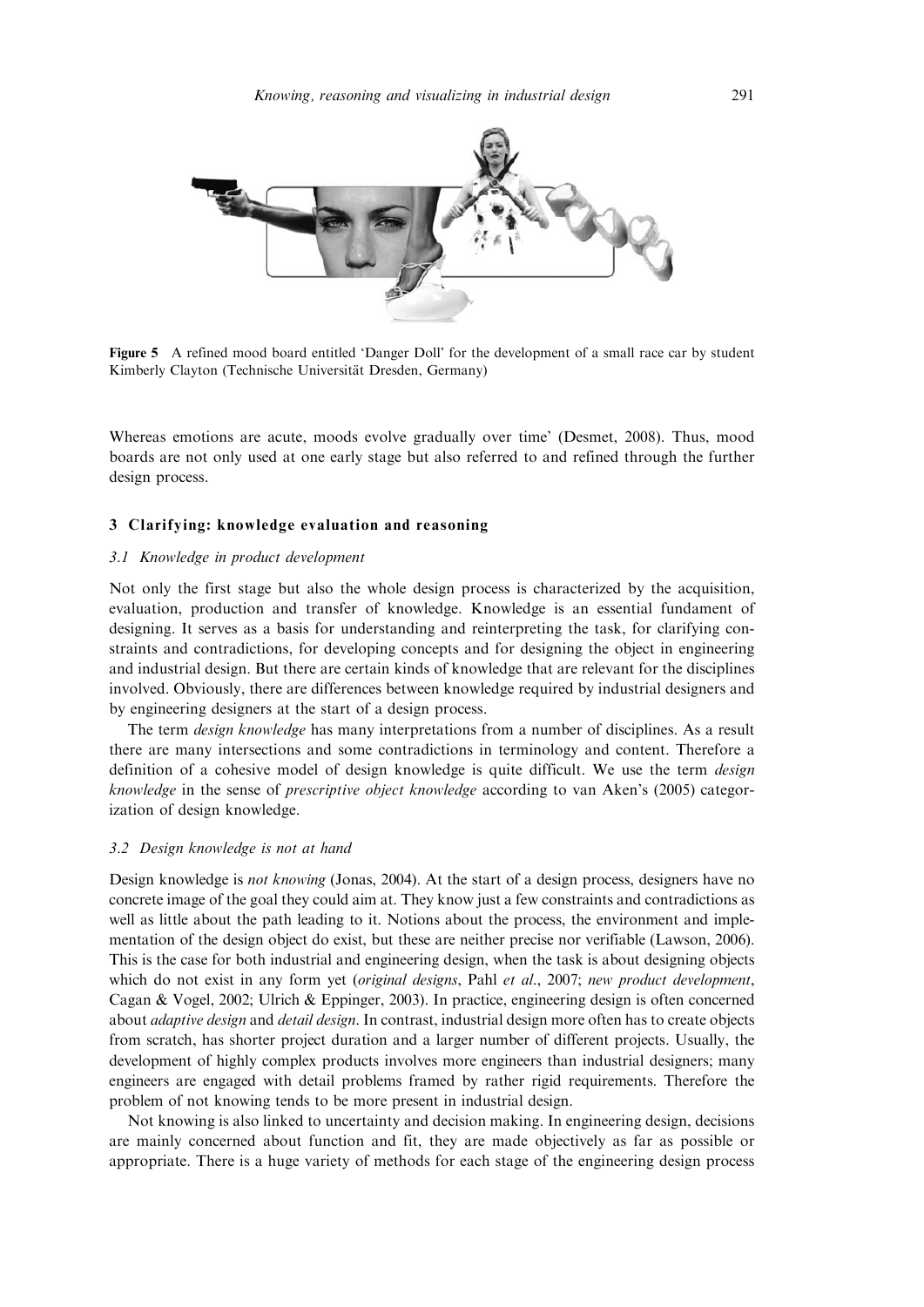Figure 5 A refined mood board entitled 'Danger Doll' for the development of a small race car by student Kimberly Clayton (Technische Universität Dresden, Germany)

Whereas emotions are acute, moods evolve gradually over time' (Desmet, 2008). Thus, mood boards are not only used at one early stage but also referred to and refined through the further design process.

## 3 Clarifying: knowledge evaluation and reasoning

### 3.1 Knowledge in product development

Not only the first stage but also the whole design process is characterized by the acquisition, evaluation, production and transfer of knowledge. Knowledge is an essential fundament of designing. It serves as a basis for understanding and reinterpreting the task, for clarifying constraints and contradictions, for developing concepts and for designing the object in engineering and industrial design. But there are certain kinds of knowledge that are relevant for the disciplines involved. Obviously, there are differences between knowledge required by industrial designers and by engineering designers at the start of a design process.

The term *design knowledge* has many interpretations from a number of disciplines. As a result there are many intersections and some contradictions in terminology and content. Therefore a definition of a cohesive model of design knowledge is quite difficult. We use the term *design knowledge* in the sense of *prescriptive object knowledge* according to van Aken's (2005) categorization of design knowledge.

### 3.2 Design knowledge is not at hand

Design knowledge is *not knowing* (Jonas, 2004). At the start of a design process, designers have no concrete image of the goal they could aim at. They know just a few constraints and contradictions as well as little about the path leading to it. Notions about the process, the environment and implementation of the design object do exist, but these are neither precise nor verifiable (Lawson, 2006). This is the case for both industrial and engineering design, when the task is about designing objects which do not exist in any form yet (*original designs*, Pahl *et al.*, 2007; *new product development*, Cagan & Vogel, 2002; Ulrich & Eppinger, 2003). In practice, engineering design is often concerned about *adaptive design* and *detail design*. In contrast, industrial design more often has to create objects from scratch, has shorter project duration and a larger number of different projects. Usually, the development of highly complex products involves more engineers than industrial designers; many engineers are engaged with detail problems framed by rather rigid requirements. Therefore the problem of not knowing tends to be more present in industrial design.

Not knowing is also linked to uncertainty and decision making. In engineering design, decisions are mainly concerned about function and fit, they are made objectively as far as possible or appropriate. There is a huge variety of methods for each stage of the engineering design process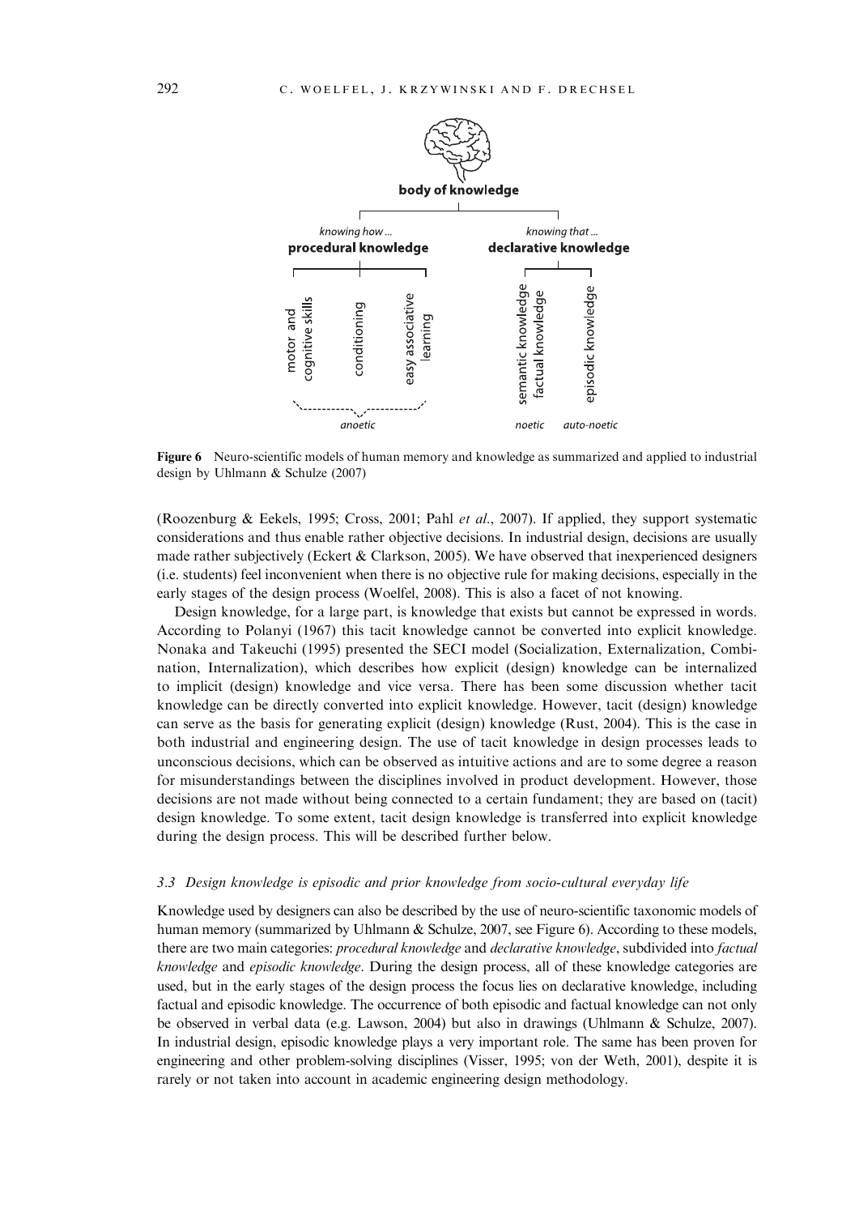body of knowledge

knowing how ...
procedural knowledge

knowing that ...
declarative knowledge

motor and cognitive skills

conditioning

easy associative learning

semantic knowledge factual knowledge

episodic knowledge

anoetic

noetic

auto-noetic

**Figure 6** Neuro-scientific models of human memory and knowledge as summarized and applied to industrial design by Uhlmann & Schulze (2007)

(Roozenburg & Eekels, 1995; Cross, 2001; Pahl *et al.*, 2007). If applied, they support systematic considerations and thus enable rather objective decisions. In industrial design, decisions are usually made rather subjectively (Eckert & Clarkson, 2005). We have observed that inexperienced designers (i.e. students) feel inconvenient when there is no objective rule for making decisions, especially in the early stages of the design process (Woelfel, 2008). This is also a facet of not knowing.

Design knowledge, for a large part, is knowledge that exists but cannot be expressed in words. According to Polanyi (1967) this tacit knowledge cannot be converted into explicit knowledge. Nonaka and Takeuchi (1995) presented the SECI model (Socialization, Externalization, Combination, Internalization), which describes how explicit (design) knowledge can be internalized to implicit (design) knowledge and vice versa. There has been some discussion whether tacit knowledge can be directly converted into explicit knowledge. However, tacit (design) knowledge can serve as the basis for generating explicit (design) knowledge (Rust, 2004). This is the case in both industrial and engineering design. The use of tacit knowledge in design processes leads to unconscious decisions, which can be observed as intuitive actions and are to some degree a reason for misunderstandings between the disciplines involved in product development. However, those decisions are not made without being connected to a certain fundament; they are based on (tacit) design knowledge. To some extent, tacit design knowledge is transferred into explicit knowledge during the design process. This will be described further below.

### 3.3 Design knowledge is episodic and prior knowledge from socio-cultural everyday life

Knowledge used by designers can also be described by the use of neuro-scientific taxonomic models of human memory (summarized by Uhlmann & Schulze, 2007, see Figure 6). According to these models, there are two main categories: *procedural knowledge* and *declarative knowledge*, subdivided into *factual knowledge* and *episodic knowledge*. During the design process, all of these knowledge categories are used, but in the early stages of the design process the focus lies on declarative knowledge, including factual and episodic knowledge. The occurrence of both episodic and factual knowledge can not only be observed in verbal data (e.g. Lawson, 2004) but also in drawings (Uhlmann & Schulze, 2007). In industrial design, episodic knowledge plays a very important role. The same has been proven for engineering and other problem-solving disciplines (Visser, 1995; von der Weth, 2001), despite it is rarely or not taken into account in academic engineering design methodology.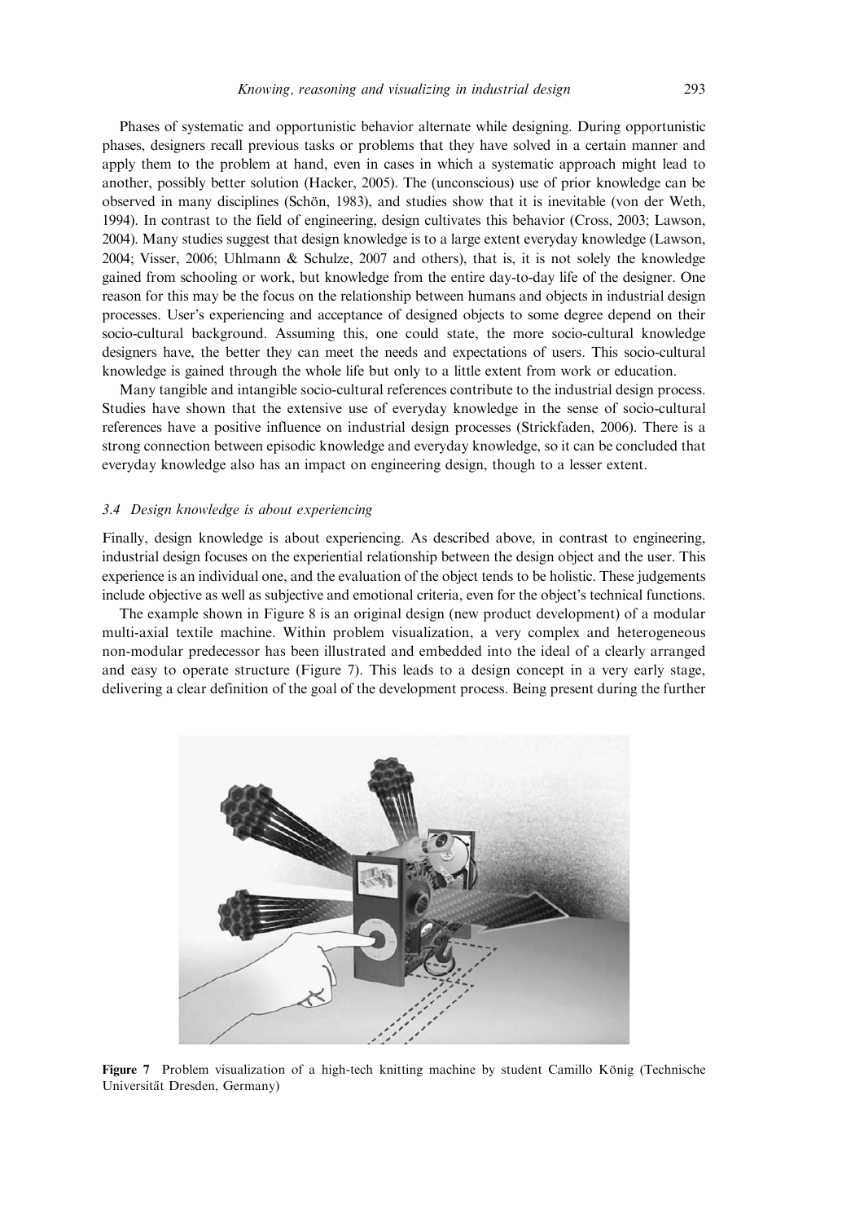Phases of systematic and opportunistic behavior alternate while designing. During opportunistic phases, designers recall previous tasks or problems that they have solved in a certain manner and apply them to the problem at hand, even in cases in which a systematic approach might lead to another, possibly better solution (Hacker, 2005). The (unconscious) use of prior knowledge can be observed in many disciplines (Schön, 1983), and studies show that it is inevitable (von der Weth, 1994). In contrast to the field of engineering, design cultivates this behavior (Cross, 2003; Lawson, 2004). Many studies suggest that design knowledge is to a large extent everyday knowledge (Lawson, 2004; Visser, 2006; Uhlmann & Schulze, 2007 and others), that is, it is not solely the knowledge gained from schooling or work, but knowledge from the entire day-to-day life of the designer. One reason for this may be the focus on the relationship between humans and objects in industrial design processes. User's experiencing and acceptance of designed objects to some degree depend on their socio-cultural background. Assuming this, one could state, the more socio-cultural knowledge designers have, the better they can meet the needs and expectations of users. This socio-cultural knowledge is gained through the whole life but only to a little extent from work or education.

Many tangible and intangible socio-cultural references contribute to the industrial design process. Studies have shown that the extensive use of everyday knowledge in the sense of socio-cultural references have a positive influence on industrial design processes (Strickfaden, 2006). There is a strong connection between episodic knowledge and everyday knowledge, so it can be concluded that everyday knowledge also has an impact on engineering design, though to a lesser extent.

### *3.4 Design knowledge is about experiencing*

Finally, design knowledge is about experiencing. As described above, in contrast to engineering, industrial design focuses on the experiential relationship between the design object and the user. This experience is an individual one, and the evaluation of the object tends to be holistic. These judgements include objective as well as subjective and emotional criteria, even for the object's technical functions.

The example shown in Figure 8 is an original design (new product development) of a modular multi-axial textile machine. Within problem visualization, a very complex and heterogeneous non-modular predecessor has been illustrated and embedded into the ideal of a clearly arranged and easy to operate structure (Figure 7). This leads to a design concept in a very early stage, delivering a clear definition of the goal of the development process. Being present during the further

**Figure 7** Problem visualization of a high-tech knitting machine by student Camillo König (Technische Universität Dresden, Germany)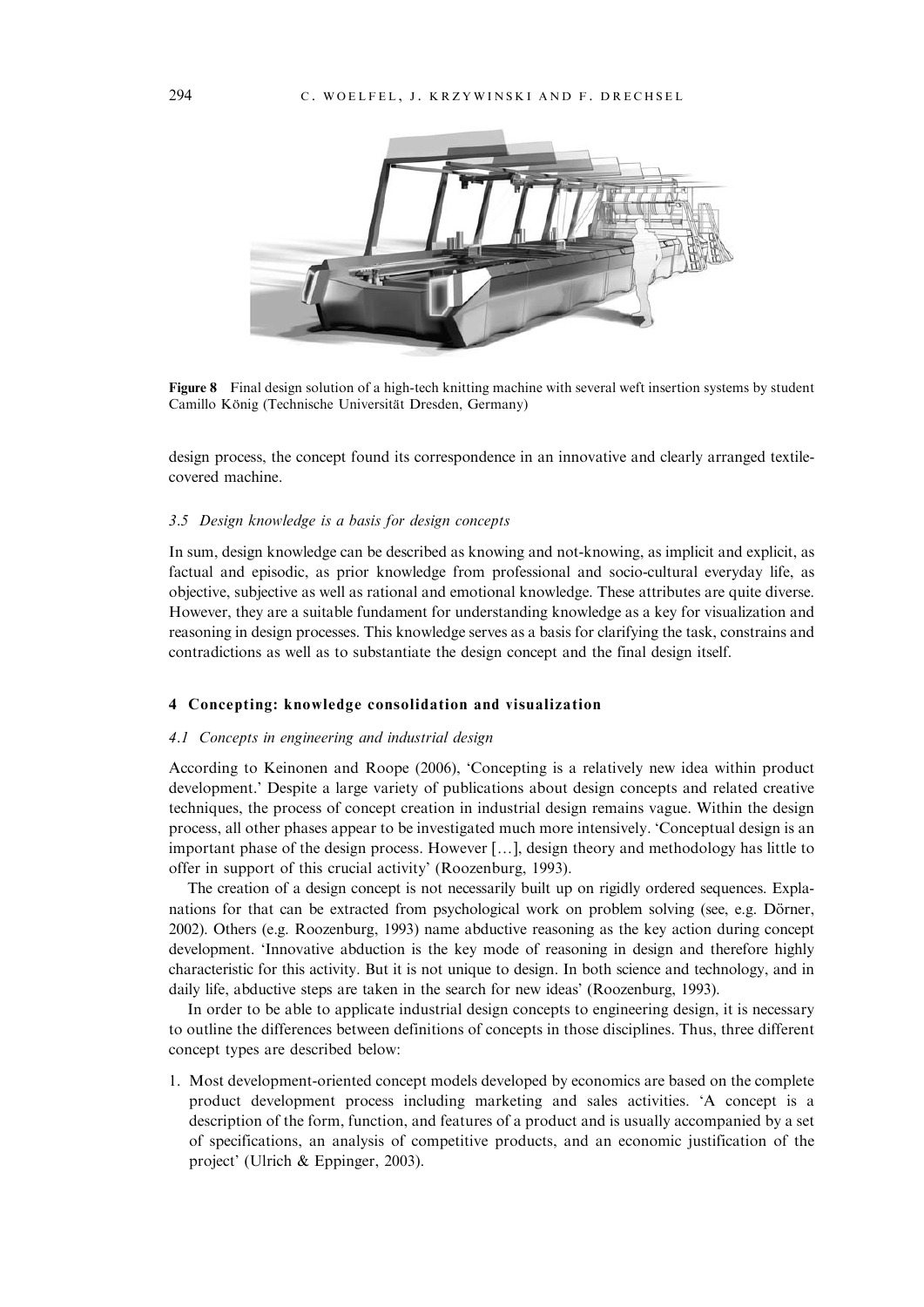Figure 8 Final design solution of a high-tech knitting machine with several weft insertion systems by student Camillo König (Technische Universität Dresden, Germany)

design process, the concept found its correspondence in an innovative and clearly arranged textile-covered machine.

### 3.5 Design knowledge is a basis for design concepts

In sum, design knowledge can be described as knowing and not-knowing, as implicit and explicit, as factual and episodic, as prior knowledge from professional and socio-cultural everyday life, as objective, subjective as well as rational and emotional knowledge. These attributes are quite diverse. However, they are a suitable fundament for understanding knowledge as a key for visualization and reasoning in design processes. This knowledge serves as a basis for clarifying the task, constrains and contradictions as well as to substantiate the design concept and the final design itself.

## 4 Concepting: knowledge consolidation and visualization

### 4.1 Concepts in engineering and industrial design

According to Keinonen and Roope (2006), 'Concepting is a relatively new idea within product development.' Despite a large variety of publications about design concepts and related creative techniques, the process of concept creation in industrial design remains vague. Within the design process, all other phases appear to be investigated much more intensively. 'Conceptual design is an important phase of the design process. However […], design theory and methodology has little to offer in support of this crucial activity' (Roozenburg, 1993).

The creation of a design concept is not necessarily built up on rigidly ordered sequences. Explanations for that can be extracted from psychological work on problem solving (see, e.g. Dörner, 2002). Others (e.g. Roozenburg, 1993) name abductive reasoning as the key action during concept development. 'Innovative abduction is the key mode of reasoning in design and therefore highly characteristic for this activity. But it is not unique to design. In both science and technology, and in daily life, abductive steps are taken in the search for new ideas' (Roozenburg, 1993).

In order to be able to applicate industrial design concepts to engineering design, it is necessary to outline the differences between definitions of concepts in those disciplines. Thus, three different concept types are described below:

1. Most development-oriented concept models developed by economics are based on the complete product development process including marketing and sales activities. 'A concept is a description of the form, function, and features of a product and is usually accompanied by a set of specifications, an analysis of competitive products, and an economic justification of the project' (Ulrich & Eppinger, 2003).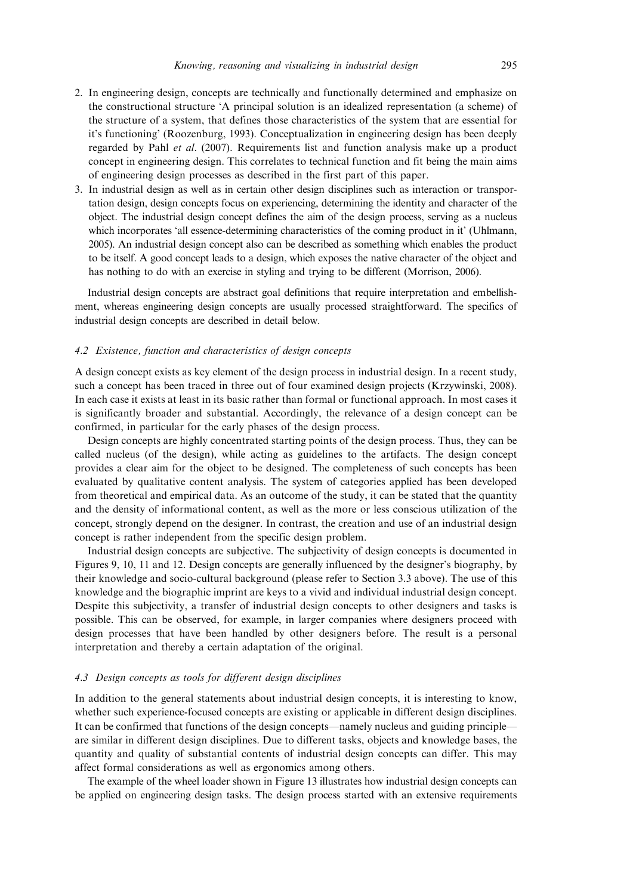2. In engineering design, concepts are technically and functionally determined and emphasize on the constructional structure 'A principal solution is an idealized representation (a scheme) of the structure of a system, that defines those characteristics of the system that are essential for it's functioning' (Roozenburg, 1993). Conceptualization in engineering design has been deeply regarded by Pahl *et al.* (2007). Requirements list and function analysis make up a product concept in engineering design. This correlates to technical function and fit being the main aims of engineering design processes as described in the first part of this paper.
3. In industrial design as well as in certain other design disciplines such as interaction or transportation design, design concepts focus on experiencing, determining the identity and character of the object. The industrial design concept defines the aim of the design process, serving as a nucleus which incorporates 'all essence-determining characteristics of the coming product in it' (Uhlmann, 2005). An industrial design concept also can be described as something which enables the product to be itself. A good concept leads to a design, which exposes the native character of the object and has nothing to do with an exercise in styling and trying to be different (Morrison, 2006).

Industrial design concepts are abstract goal definitions that require interpretation and embellishment, whereas engineering design concepts are usually processed straightforward. The specifics of industrial design concepts are described in detail below.

### *4.2 Existence, function and characteristics of design concepts*

A design concept exists as key element of the design process in industrial design. In a recent study, such a concept has been traced in three out of four examined design projects (Krzywinski, 2008). In each case it exists at least in its basic rather than formal or functional approach. In most cases it is significantly broader and substantial. Accordingly, the relevance of a design concept can be confirmed, in particular for the early phases of the design process.

Design concepts are highly concentrated starting points of the design process. Thus, they can be called nucleus (of the design), while acting as guidelines to the artifacts. The design concept provides a clear aim for the object to be designed. The completeness of such concepts has been evaluated by qualitative content analysis. The system of categories applied has been developed from theoretical and empirical data. As an outcome of the study, it can be stated that the quantity and the density of informational content, as well as the more or less conscious utilization of the concept, strongly depend on the designer. In contrast, the creation and use of an industrial design concept is rather independent from the specific design problem.

Industrial design concepts are subjective. The subjectivity of design concepts is documented in Figures 9, 10, 11 and 12. Design concepts are generally influenced by the designer's biography, by their knowledge and socio-cultural background (please refer to Section 3.3 above). The use of this knowledge and the biographic imprint are keys to a vivid and individual industrial design concept. Despite this subjectivity, a transfer of industrial design concepts to other designers and tasks is possible. This can be observed, for example, in larger companies where designers proceed with design processes that have been handled by other designers before. The result is a personal interpretation and thereby a certain adaptation of the original.

### *4.3 Design concepts as tools for different design disciplines*

In addition to the general statements about industrial design concepts, it is interesting to know, whether such experience-focused concepts are existing or applicable in different design disciplines. It can be confirmed that functions of the design concepts—namely nucleus and guiding principle—are similar in different design disciplines. Due to different tasks, objects and knowledge bases, the quantity and quality of substantial contents of industrial design concepts can differ. This may affect formal considerations as well as ergonomics among others.

The example of the wheel loader shown in Figure 13 illustrates how industrial design concepts can be applied on engineering design tasks. The design process started with an extensive requirements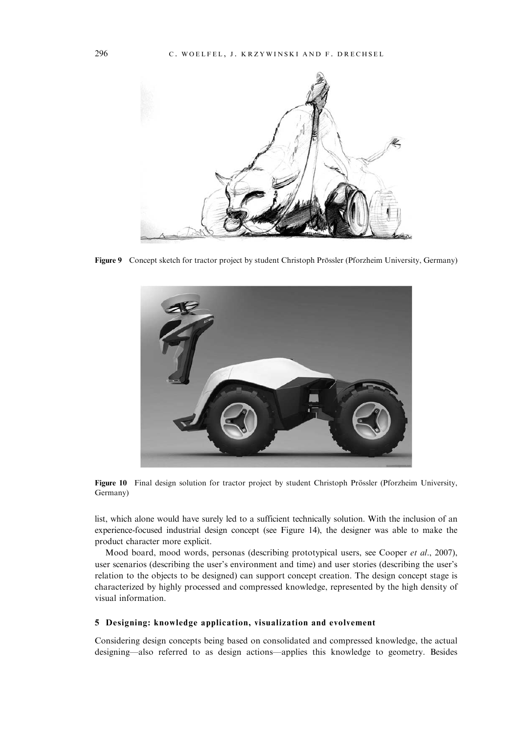Figure 9 Concept sketch for tractor project by student Christoph Prössler (Pforzheim University, Germany)

Figure 10 Final design solution for tractor project by student Christoph Prössler (Pforzheim University, Germany)

list, which alone would have surely led to a sufficient technically solution. With the inclusion of an experience-focused industrial design concept (see Figure 14), the designer was able to make the product character more explicit.

Mood board, mood words, personas (describing prototypical users, see Cooper *et al*., 2007), user scenarios (describing the user's environment and time) and user stories (describing the user's relation to the objects to be designed) can support concept creation. The design concept stage is characterized by highly processed and compressed knowledge, represented by the high density of visual information.

## 5 Designing: knowledge application, visualization and evolvement

Considering design concepts being based on consolidated and compressed knowledge, the actual designing—also referred to as design actions—applies this knowledge to geometry. Besides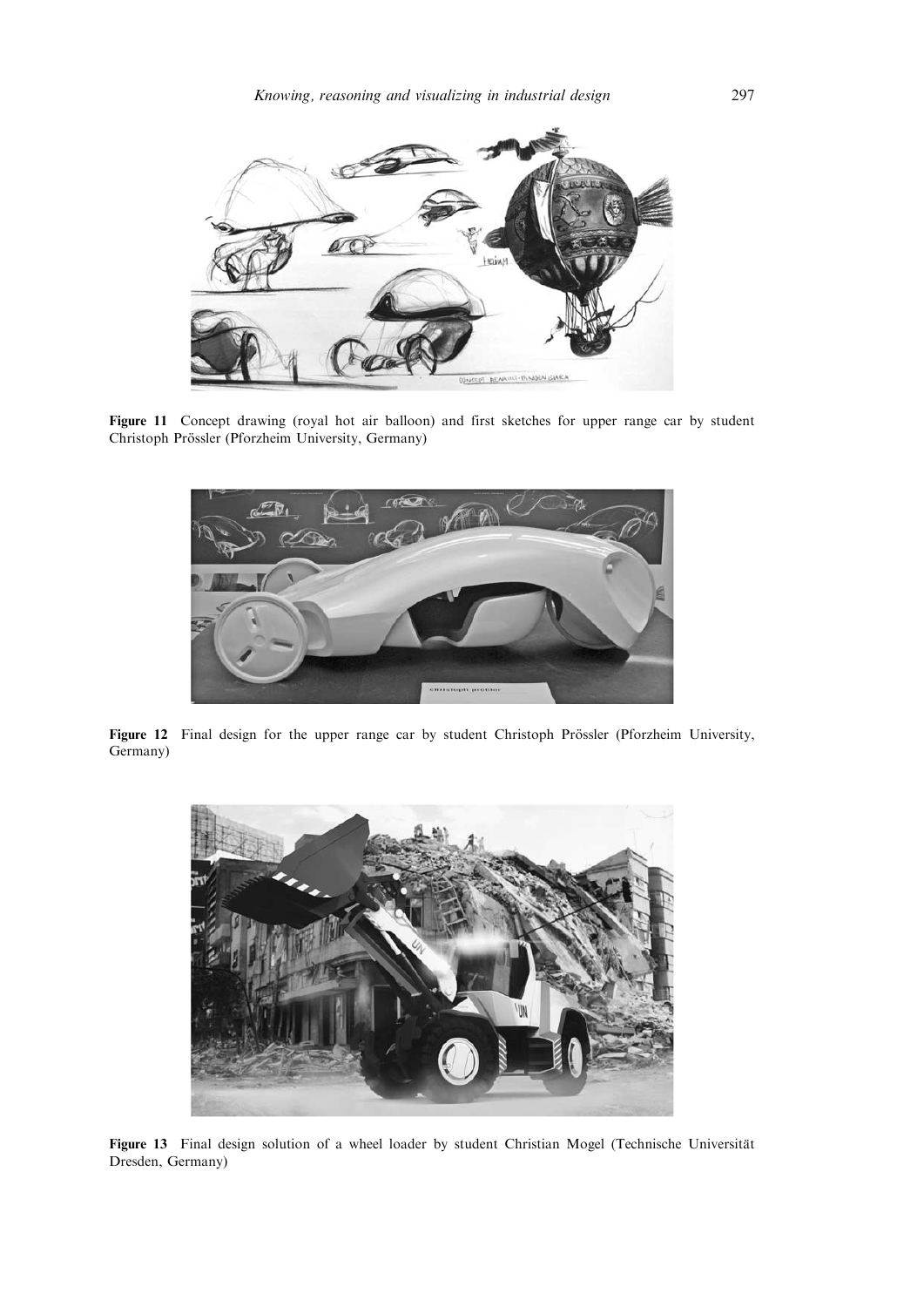**Figure 11** Concept drawing (royal hot air balloon) and first sketches for upper range car by student Christoph Prössler (Pforzheim University, Germany)

**Figure 12** Final design for the upper range car by student Christoph Prössler (Pforzheim University, Germany)

**Figure 13** Final design solution of a wheel loader by student Christian Mogel (Technische Universität Dresden, Germany)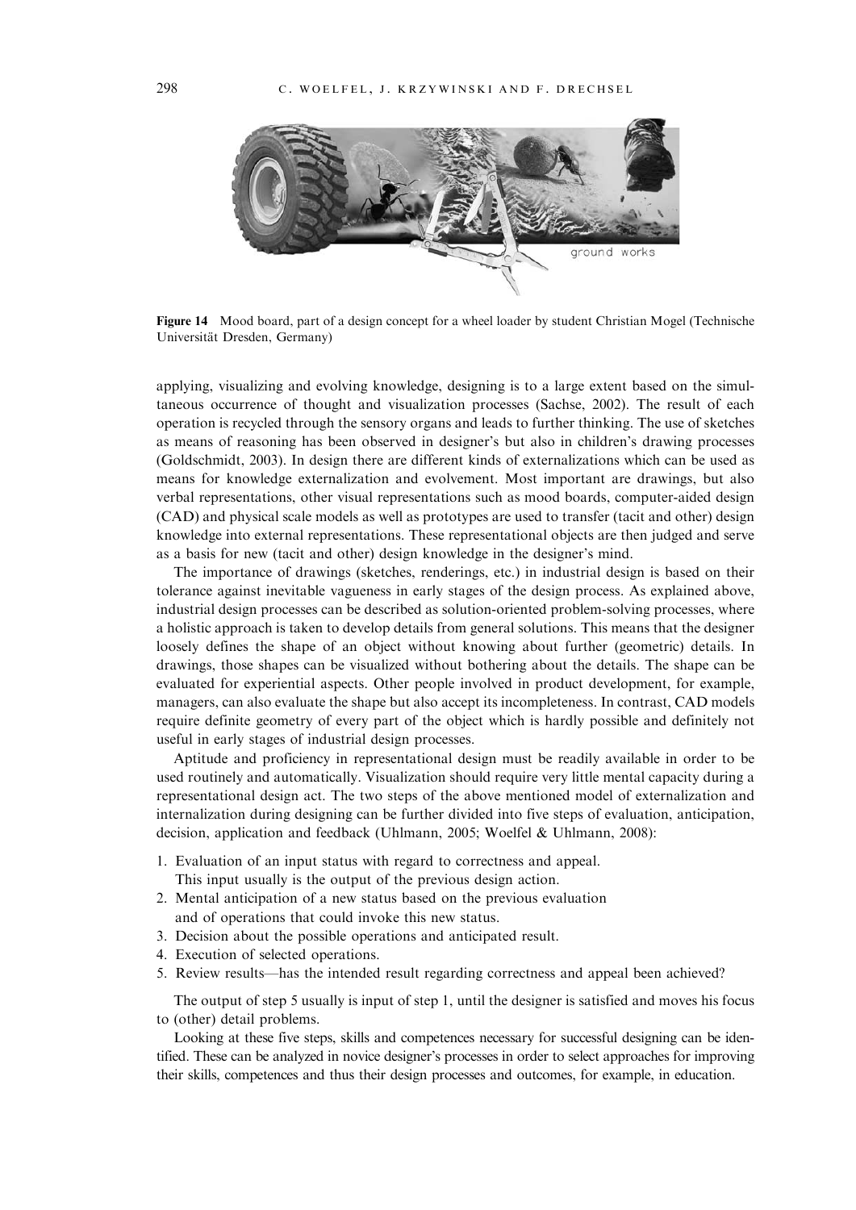ground works

**Figure 14** Mood board, part of a design concept for a wheel loader by student Christian Mogel (Technische Universität Dresden, Germany)

applying, visualizing and evolving knowledge, designing is to a large extent based on the simultaneous occurrence of thought and visualization processes (Sachse, 2002). The result of each operation is recycled through the sensory organs and leads to further thinking. The use of sketches as means of reasoning has been observed in designer's but also in children's drawing processes (Goldschmidt, 2003). In design there are different kinds of externalizations which can be used as means for knowledge externalization and evolvement. Most important are drawings, but also verbal representations, other visual representations such as mood boards, computer-aided design (CAD) and physical scale models as well as prototypes are used to transfer (tacit and other) design knowledge into external representations. These representational objects are then judged and serve as a basis for new (tacit and other) design knowledge in the designer's mind.

The importance of drawings (sketches, renderings, etc.) in industrial design is based on their tolerance against inevitable vagueness in early stages of the design process. As explained above, industrial design processes can be described as solution-oriented problem-solving processes, where a holistic approach is taken to develop details from general solutions. This means that the designer loosely defines the shape of an object without knowing about further (geometric) details. In drawings, those shapes can be visualized without bothering about the details. The shape can be evaluated for experiential aspects. Other people involved in product development, for example, managers, can also evaluate the shape but also accept its incompleteness. In contrast, CAD models require definite geometry of every part of the object which is hardly possible and definitely not useful in early stages of industrial design processes.

Aptitude and proficiency in representational design must be readily available in order to be used routinely and automatically. Visualization should require very little mental capacity during a representational design act. The two steps of the above mentioned model of externalization and internalization during designing can be further divided into five steps of evaluation, anticipation, decision, application and feedback (Uhlmann, 2005; Woelfel & Uhlmann, 2008):

1. Evaluation of an input status with regard to correctness and appeal. This input usually is the output of the previous design action.
2. Mental anticipation of a new status based on the previous evaluation and of operations that could invoke this new status.
3. Decision about the possible operations and anticipated result.
4. Execution of selected operations.
5. Review results—has the intended result regarding correctness and appeal been achieved?

The output of step 5 usually is input of step 1, until the designer is satisfied and moves his focus to (other) detail problems.

Looking at these five steps, skills and competences necessary for successful designing can be identified. These can be analyzed in novice designer's processes in order to select approaches for improving their skills, competences and thus their design processes and outcomes, for example, in education.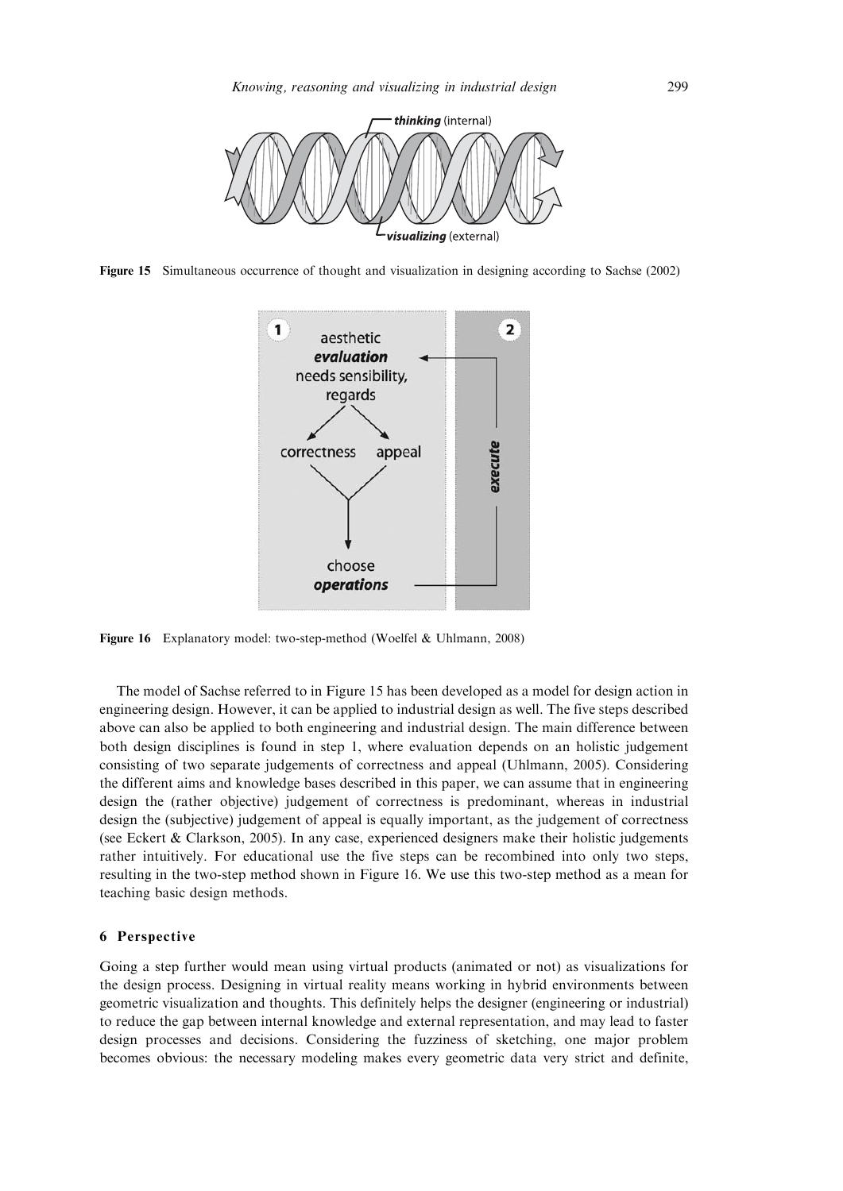thinking (internal)

visualizing (external)

Figure 15 Simultaneous occurrence of thought and visualization in designing according to Sachse (2002)

1

aesthetic
*evaluation*
needs sensibility,
regards

correctness appeal

choose
*operations*

2

*execute*

Figure 16 Explanatory model: two-step-method (Woelfel & Uhlmann, 2008)

The model of Sachse referred to in Figure 15 has been developed as a model for design action in engineering design. However, it can be applied to industrial design as well. The five steps described above can also be applied to both engineering and industrial design. The main difference between both design disciplines is found in step 1, where evaluation depends on an holistic judgement consisting of two separate judgements of correctness and appeal (Uhlmann, 2005). Considering the different aims and knowledge bases described in this paper, we can assume that in engineering design the (rather objective) judgement of correctness is predominant, whereas in industrial design the (subjective) judgement of appeal is equally important, as the judgement of correctness (see Eckert & Clarkson, 2005). In any case, experienced designers make their holistic judgements rather intuitively. For educational use the five steps can be recombined into only two steps, resulting in the two-step method shown in Figure 16. We use this two-step method as a mean for teaching basic design methods.

## 6 Perspective

Going a step further would mean using virtual products (animated or not) as visualizations for the design process. Designing in virtual reality means working in hybrid environments between geometric visualization and thoughts. This definitely helps the designer (engineering or industrial) to reduce the gap between internal knowledge and external representation, and may lead to faster design processes and decisions. Considering the fuzziness of sketching, one major problem becomes obvious: the necessary modeling makes every geometric data very strict and definite,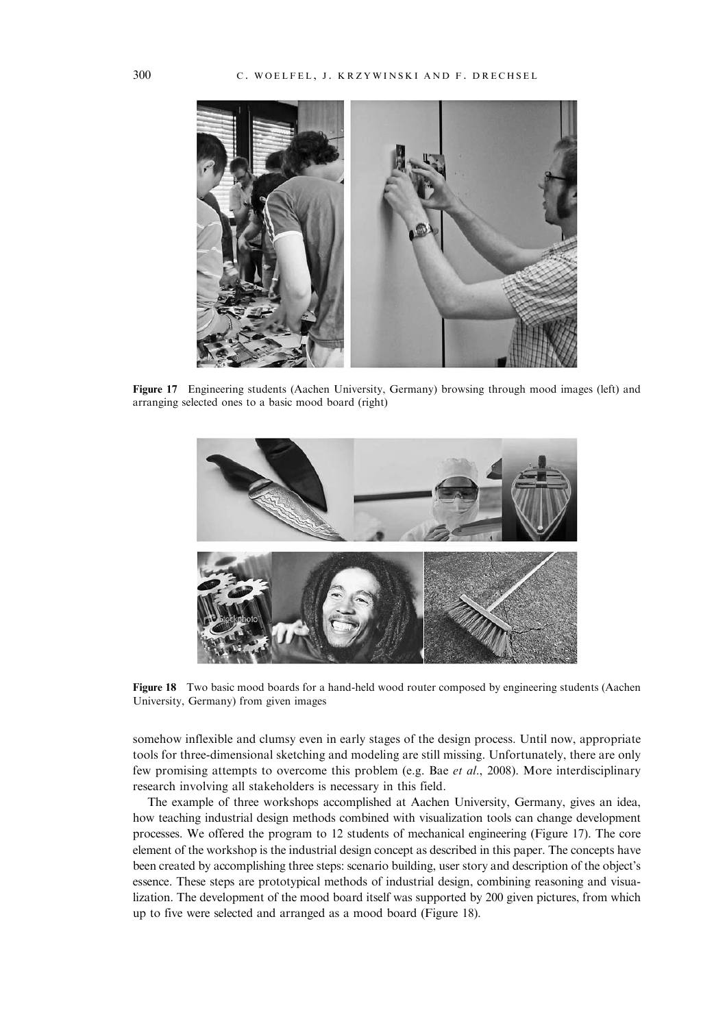Figure 17 Engineering students (Aachen University, Germany) browsing through mood images (left) and arranging selected ones to a basic mood board (right)

Figure 18 Two basic mood boards for a hand-held wood router composed by engineering students (Aachen University, Germany) from given images

somehow inflexible and clumsy even in early stages of the design process. Until now, appropriate tools for three-dimensional sketching and modeling are still missing. Unfortunately, there are only few promising attempts to overcome this problem (e.g. Bae *et al.*, 2008). More interdisciplinary research involving all stakeholders is necessary in this field.

The example of three workshops accomplished at Aachen University, Germany, gives an idea, how teaching industrial design methods combined with visualization tools can change development processes. We offered the program to 12 students of mechanical engineering (Figure 17). The core element of the workshop is the industrial design concept as described in this paper. The concepts have been created by accomplishing three steps: scenario building, user story and description of the object's essence. These steps are prototypical methods of industrial design, combining reasoning and visualization. The development of the mood board itself was supported by 200 given pictures, from which up to five were selected and arranged as a mood board (Figure 18).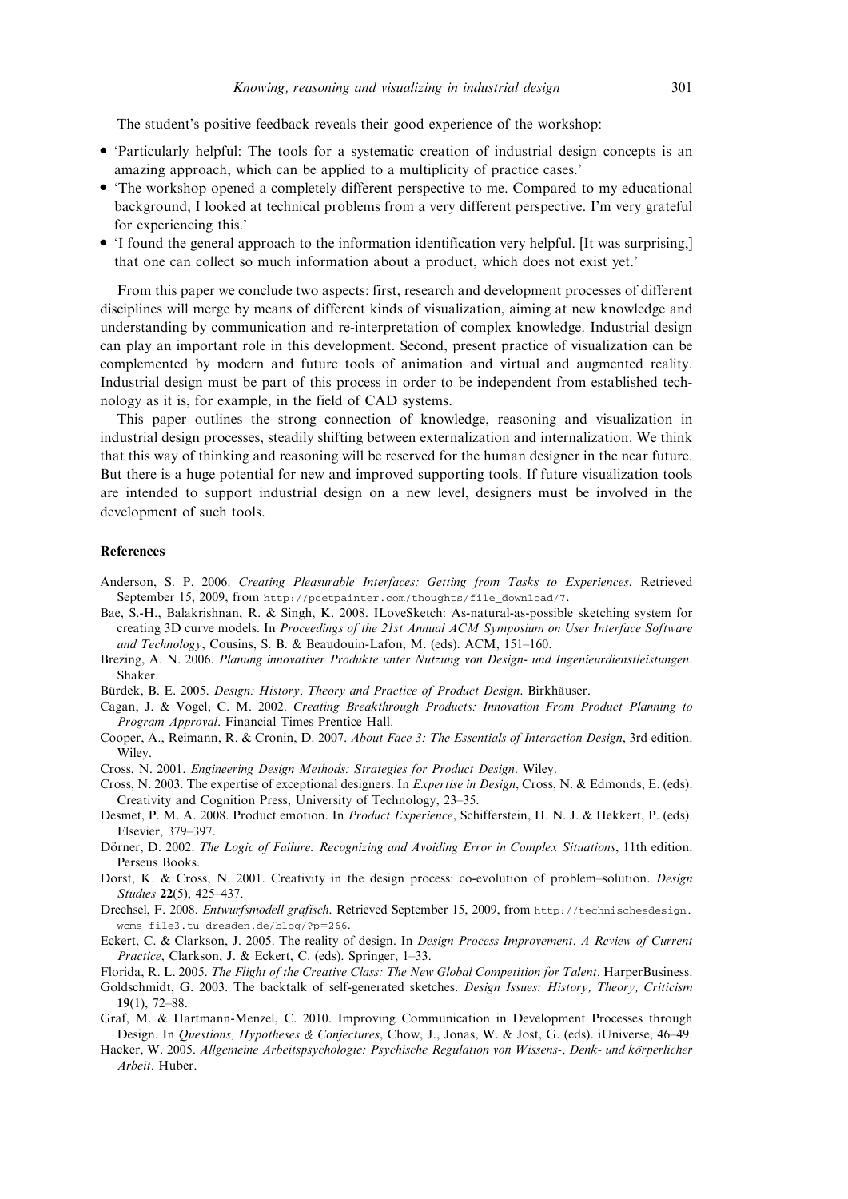The student's positive feedback reveals their good experience of the workshop:

- 'Particularly helpful: The tools for a systematic creation of industrial design concepts is an amazing approach, which can be applied to a multiplicity of practice cases.'
- 'The workshop opened a completely different perspective to me. Compared to my educational background, I looked at technical problems from a very different perspective. I'm very grateful for experiencing this.'
- 'I found the general approach to the information identification very helpful. [It was surprising,] that one can collect so much information about a product, which does not exist yet.'

From this paper we conclude two aspects: first, research and development processes of different disciplines will merge by means of different kinds of visualization, aiming at new knowledge and understanding by communication and re-interpretation of complex knowledge. Industrial design can play an important role in this development. Second, present practice of visualization can be complemented by modern and future tools of animation and virtual and augmented reality. Industrial design must be part of this process in order to be independent from established technology as it is, for example, in the field of CAD systems.

This paper outlines the strong connection of knowledge, reasoning and visualization in industrial design processes, steadily shifting between externalization and internalization. We think that this way of thinking and reasoning will be reserved for the human designer in the near future. But there is a huge potential for new and improved supporting tools. If future visualization tools are intended to support industrial design on a new level, designers must be involved in the development of such tools.

## References

Anderson, S. P. 2006. *Creating Pleasurable Interfaces: Getting from Tasks to Experiences*. Retrieved September 15, 2009, from http://poetpainter.com/thoughts/file_download/7.

Bae, S.-H., Balakrishnan, R. & Singh, K. 2008. ILoveSketch: As-natural-as-possible sketching system for creating 3D curve models. In *Proceedings of the 21st Annual ACM Symposium on User Interface Software and Technology*, Cousins, S. B. & Beaudouin-Lafon, M. (eds). ACM, 151–160.

Brezing, A. N. 2006. *Planung innovativer Produkte unter Nutzung von Design- und Ingenieurdienstleistungen*. Shaker.

Bürdek, B. E. 2005. *Design: History, Theory and Practice of Product Design*. Birkhäuser.

Cagan, J. & Vogel, C. M. 2002. *Creating Breakthrough Products: Innovation From Product Planning to Program Approval*. Financial Times Prentice Hall.

Cooper, A., Reimann, R. & Cronin, D. 2007. *About Face 3: The Essentials of Interaction Design*, 3rd edition. Wiley.

Cross, N. 2001. *Engineering Design Methods: Strategies for Product Design*. Wiley.

Cross, N. 2003. The expertise of exceptional designers. In *Expertise in Design*, Cross, N. & Edmonds, E. (eds). Creativity and Cognition Press, University of Technology, 23–35.

Desmet, P. M. A. 2008. Product emotion. In *Product Experience*, Schifferstein, H. N. J. & Hekkert, P. (eds). Elsevier, 379–397.

Dörner, D. 2002. *The Logic of Failure: Recognizing and Avoiding Error in Complex Situations*, 11th edition. Perseus Books.

Dorst, K. & Cross, N. 2001. Creativity in the design process: co-evolution of problem–solution. *Design Studies* **22**(5), 425–437.

Drechsel, F. 2008. *Entwurfsmodell grafisch*. Retrieved September 15, 2009, from http://technischesdesign.wcms-file3.tu-dresden.de/blog/?p=266.

Eckert, C. & Clarkson, J. 2005. The reality of design. In *Design Process Improvement. A Review of Current Practice*, Clarkson, J. & Eckert, C. (eds). Springer, 1–33.

Florida, R. L. 2005. *The Flight of the Creative Class: The New Global Competition for Talent*. HarperBusiness.

Goldschmidt, G. 2003. The backtalk of self-generated sketches. *Design Issues: History, Theory, Criticism* **19**(1), 72–88.

Graf, M. & Hartmann-Menzel, C. 2010. Improving Communication in Development Processes through Design. In *Questions, Hypotheses & Conjectures*, Chow, J., Jonas, W. & Jost, G. (eds). iUniverse, 46–49.

Hacker, W. 2005. *Allgemeine Arbeitspsychologie: Psychische Regulation von Wissens-, Denk- und körperlicher Arbeit*. Huber.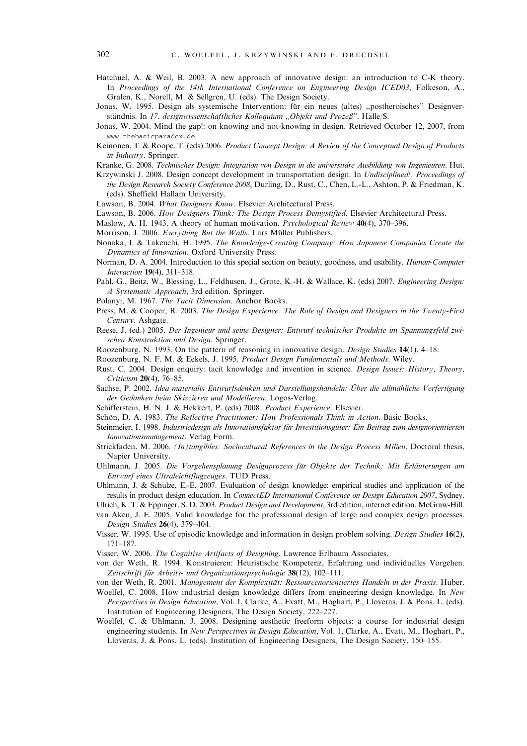Hatchuel, A. & Weil, B. 2003. A new approach of innovative design: an introduction to C-K theory. In *Proceedings of the 14th International Conference on Engineering Design ICED03*, Folkeson, A., Gralen, K., Norell, M. & Sellgren, U. (eds). The Design Society.

Jonas, W. 1995. Design als systemische Intervention: für ein neues (altes) ,,postheroisches'' Designverständnis. In *17. designwissenschaftliches Kolloquium ,,Objekt und Prozeß''*. Halle/S.

Jonas, W. 2004. Mind the gap!: on knowing and not-knowing in design. Retrieved October 12, 2007, from www.thebasicparadox.de.

Keinonen, T. & Roope, T. (eds) 2006. *Product Concept Design: A Review of the Conceptual Design of Products in Industry*. Springer.

Kranke, G. 2008. *Technisches Design: Integration von Design in die universitäre Ausbildung von Ingenieuren*. Hut.

Krzywinski J. 2008. Design concept development in transportation design. In *Undisciplined!: Proceedings of the Design Research Society Conference 2008*, Durling, D., Rust, C., Chen, L.-L., Ashton, P. & Friedman, K. (eds). Sheffield Hallam University.

Lawson, B. 2004. *What Designers Know*. Elsevier Architectural Press.

Lawson, B. 2006. *How Designers Think: The Design Process Demystified*. Elsevier Architectural Press.

Maslow, A. H. 1943. A theory of human motivation. *Psychological Review* **40**(4), 370–396.

Morrison, J. 2006. *Everything But the Walls*. Lars Müller Publishers.

Nonaka, I. & Takeuchi, H. 1995. *The Knowledge-Creating Company: How Japanese Companies Create the Dynamics of Innovation*. Oxford University Press.

Norman, D. A. 2004. Introduction to this special section on beauty, goodness, and usability. *Human-Computer Interaction* **19**(4), 311–318.

Pahl, G., Beitz, W., Blessing, L., Feldhusen, J., Grote, K.-H. & Wallace, K. (eds) 2007. *Engineering Design: A Systematic Approach*, 3rd edition. Springer.

Polanyi, M. 1967. *The Tacit Dimension*. Anchor Books.

Press, M. & Cooper, R. 2003. *The Design Experience: The Role of Design and Designers in the Twenty-First Century*. Ashgate.

Reese, J. (ed.) 2005. *Der Ingenieur und seine Designer: Entwurf technischer Produkte im Spannungsfeld zwischen Konstruktion und Design*. Springer.

Roozenburg, N. 1993. On the pattern of reasoning in innovative design. *Design Studies* **14**(1), 4–18.

Roozenburg, N. F. M. & Eekels, J. 1995. *Product Design Fundamentals and Methods*. Wiley.

Rust, C. 2004. Design enquiry: tacit knowledge and invention in science. *Design Issues: History, Theory, Criticism* **20**(4), 76–85.

Sachse, P. 2002. *Idea materialis Entwurfsdenken und Darstellungshandeln: Über die allmähliche Verfertigung der Gedanken beim Skizzieren und Modellieren*. Logos-Verlag.

Schifferstein, H. N. J. & Hekkert, P. (eds) 2008. *Product Experience*. Elsevier.

Schön, D. A. 1983. *The Reflective Practitioner: How Professionals Think in Action*. Basic Books.

Steinmeier, I. 1998. *Industriedesign als Innovationsfaktor für Investitionsgüter: Ein Beitrag zum designorientierten Innovationsmanagement*. Verlag Form.

Strickfaden, M. 2006. *(In)tangibles: Sociocultural References in the Design Process Milieu*. Doctoral thesis, Napier University.

Uhlmann, J. 2005. *Die Vorgehensplanung Designprozess für Objekte der Technik: Mit Erläuterungen am Entwurf eines Ultraleichtflugzeuges*. TUD Press.

Uhlmann, J. & Schulze, E.-E. 2007. Evaluation of design knowledge: empirical studies and application of the results in product design education. In *ConnectED International Conference on Design Education 2007*, Sydney.

Ulrich, K. T. & Eppinger, S. D. 2003. *Product Design and Development*, 3rd edition, internet edition. McGraw-Hill.

van Aken, J. E. 2005. Valid knowledge for the professional design of large and complex design processes. *Design Studies* **26**(4), 379–404.

Visser, W. 1995. Use of episodic knowledge and information in design problem solving. *Design Studies* **16**(2), 171–187.

Visser, W. 2006. *The Cognitive Artifacts of Designing*. Lawrence Erlbaum Associates.

von der Weth, R. 1994. Konstruieren: Heuristische Kompetenz, Erfahrung und individuelles Vorgehen. *Zeitschrift für Arbeits- und Organizationspsychologie* **38**(12), 102–111.

von der Weth, R. 2001. *Management der Komplexität: Ressourcenorientiertes Handeln in der Praxis*. Huber.

Woelfel, C. 2008. How industrial design knowledge differs from engineering design knowledge. In *New Perspectives in Design Education*, Vol. 1, Clarke, A., Evatt, M., Hoghart, P., Lloveras, J. & Pons, L. (eds). Institution of Engineering Designers, The Design Society, 222–227.

Woelfel, C. & Uhlmann, J. 2008. Designing aesthetic freeform objects: a course for industrial design engineering students. In *New Perspectives in Design Education*, Vol. 1, Clarke, A., Evatt, M., Hoghart, P., Lloveras, J. & Pons, L. (eds). Institution of Engineering Designers, The Design Society, 150–155.